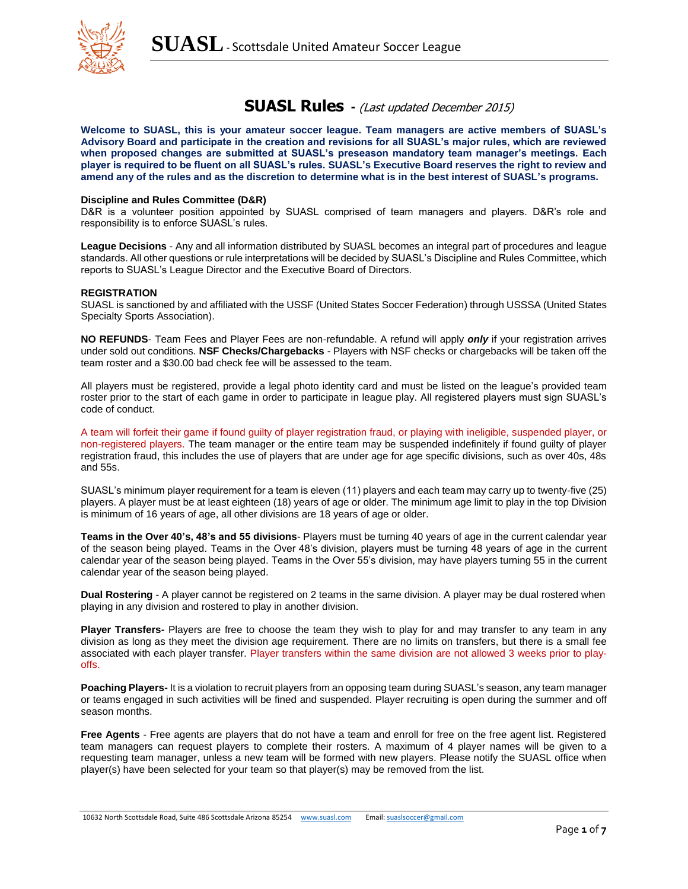# SUASL Rules - *(Last updated December 2015)*

**Welcome to SUASL, this is your amateur soccer league. Team managers are active members of SUASL's Advisory Board and participate in the creation and revisions for all SUASL's major rules, which are reviewed when proposed changes are submitted at SUASL's preseason mandatory team manager's meetings. Each player is required to be fluent on all SUASL's rules. SUASL's Executive Board reserves the right to review and amend any of the rules and as the discretion to determine what is in the best interest of SUASL's programs.**

**Discipline and Rules Committee (D&R)**
D&R is a volunteer position appointed by SUASL comprised of team managers and players. D&R's role and responsibility is to enforce SUASL's rules.

**League Decisions** - Any and all information distributed by SUASL becomes an integral part of procedures and league standards. All other questions or rule interpretations will be decided by SUASL's Discipline and Rules Committee, which reports to SUASL's League Director and the Executive Board of Directors.

**REGISTRATION**
SUASL is sanctioned by and affiliated with the USSF (United States Soccer Federation) through USSSA (United States Specialty Sports Association).

**NO REFUNDS**- Team Fees and Player Fees are non-refundable. A refund will apply ***only*** if your registration arrives under sold out conditions. **NSF Checks/Chargebacks** - Players with NSF checks or chargebacks will be taken off the team roster and a $30.00 bad check fee will be assessed to the team.

All players must be registered, provide a legal photo identity card and must be listed on the league's provided team roster prior to the start of each game in order to participate in league play. All registered players must sign SUASL's code of conduct.

A team will forfeit their game if found guilty of player registration fraud, or playing with ineligible, suspended player, or non-registered players. The team manager or the entire team may be suspended indefinitely if found guilty of player registration fraud, this includes the use of players that are under age for age specific divisions, such as over 40s, 48s and 55s.

SUASL's minimum player requirement for a team is eleven (11) players and each team may carry up to twenty-five (25) players. A player must be at least eighteen (18) years of age or older. The minimum age limit to play in the top Division is minimum of 16 years of age, all other divisions are 18 years of age or older.

**Teams in the Over 40's, 48's and 55 divisions**- Players must be turning 40 years of age in the current calendar year of the season being played. Teams in the Over 48's division, players must be turning 48 years of age in the current calendar year of the season being played. Teams in the Over 55's division, may have players turning 55 in the current calendar year of the season being played.

**Dual Rostering** - A player cannot be registered on 2 teams in the same division. A player may be dual rostered when playing in any division and rostered to play in another division.

**Player Transfers-** Players are free to choose the team they wish to play for and may transfer to any team in any division as long as they meet the division age requirement. There are no limits on transfers, but there is a small fee associated with each player transfer. Player transfers within the same division are not allowed 3 weeks prior to play-offs.

**Poaching Players-** It is a violation to recruit players from an opposing team during SUASL's season, any team manager or teams engaged in such activities will be fined and suspended. Player recruiting is open during the summer and off season months.

**Free Agents** - Free agents are players that do not have a team and enroll for free on the free agent list. Registered team managers can request players to complete their rosters. A maximum of 4 player names will be given to a requesting team manager, unless a new team will be formed with new players. Please notify the SUASL office when player(s) have been selected for your team so that player(s) may be removed from the list.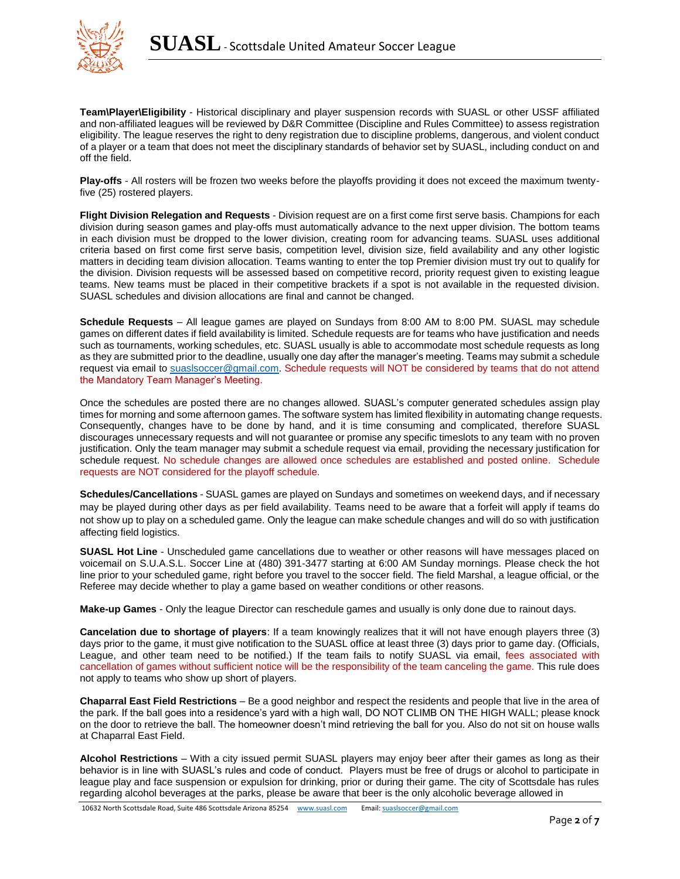**Team\Player\Eligibility** - Historical disciplinary and player suspension records with SUASL or other USSF affiliated and non-affiliated leagues will be reviewed by D&R Committee (Discipline and Rules Committee) to assess registration eligibility. The league reserves the right to deny registration due to discipline problems, dangerous, and violent conduct of a player or a team that does not meet the disciplinary standards of behavior set by SUASL, including conduct on and off the field.

**Play-offs** - All rosters will be frozen two weeks before the playoffs providing it does not exceed the maximum twenty-five (25) rostered players.

**Flight Division Relegation and Requests** - Division request are on a first come first serve basis. Champions for each division during season games and play-offs must automatically advance to the next upper division. The bottom teams in each division must be dropped to the lower division, creating room for advancing teams. SUASL uses additional criteria based on first come first serve basis, competition level, division size, field availability and any other logistic matters in deciding team division allocation. Teams wanting to enter the top Premier division must try out to qualify for the division. Division requests will be assessed based on competitive record, priority request given to existing league teams. New teams must be placed in their competitive brackets if a spot is not available in the requested division. SUASL schedules and division allocations are final and cannot be changed.

**Schedule Requests** – All league games are played on Sundays from 8:00 AM to 8:00 PM. SUASL may schedule games on different dates if field availability is limited. Schedule requests are for teams who have justification and needs such as tournaments, working schedules, etc. SUASL usually is able to accommodate most schedule requests as long as they are submitted prior to the deadline, usually one day after the manager's meeting. Teams may submit a schedule request via email to suaslsoccer@gmail.com. Schedule requests will NOT be considered by teams that do not attend the Mandatory Team Manager's Meeting.

Once the schedules are posted there are no changes allowed. SUASL's computer generated schedules assign play times for morning and some afternoon games. The software system has limited flexibility in automating change requests. Consequently, changes have to be done by hand, and it is time consuming and complicated, therefore SUASL discourages unnecessary requests and will not guarantee or promise any specific timeslots to any team with no proven justification. Only the team manager may submit a schedule request via email, providing the necessary justification for schedule request. No schedule changes are allowed once schedules are established and posted online. Schedule requests are NOT considered for the playoff schedule.

**Schedules/Cancellations** - SUASL games are played on Sundays and sometimes on weekend days, and if necessary may be played during other days as per field availability. Teams need to be aware that a forfeit will apply if teams do not show up to play on a scheduled game. Only the league can make schedule changes and will do so with justification affecting field logistics.

**SUASL Hot Line** - Unscheduled game cancellations due to weather or other reasons will have messages placed on voicemail on S.U.A.S.L. Soccer Line at (480) 391-3477 starting at 6:00 AM Sunday mornings. Please check the hot line prior to your scheduled game, right before you travel to the soccer field. The field Marshal, a league official, or the Referee may decide whether to play a game based on weather conditions or other reasons.

**Make-up Games** - Only the league Director can reschedule games and usually is only done due to rainout days.

**Cancelation due to shortage of players**: If a team knowingly realizes that it will not have enough players three (3) days prior to the game, it must give notification to the SUASL office at least three (3) days prior to game day. (Officials, League, and other team need to be notified.) If the team fails to notify SUASL via email, fees associated with cancellation of games without sufficient notice will be the responsibility of the team canceling the game. This rule does not apply to teams who show up short of players.

**Chaparral East Field Restrictions** – Be a good neighbor and respect the residents and people that live in the area of the park. If the ball goes into a residence's yard with a high wall, DO NOT CLIMB ON THE HIGH WALL; please knock on the door to retrieve the ball. The homeowner doesn't mind retrieving the ball for you. Also do not sit on house walls at Chaparral East Field.

**Alcohol Restrictions** – With a city issued permit SUASL players may enjoy beer after their games as long as their behavior is in line with SUASL's rules and code of conduct. Players must be free of drugs or alcohol to participate in league play and face suspension or expulsion for drinking, prior or during their game. The city of Scottsdale has rules regarding alcohol beverages at the parks, please be aware that beer is the only alcoholic beverage allowed in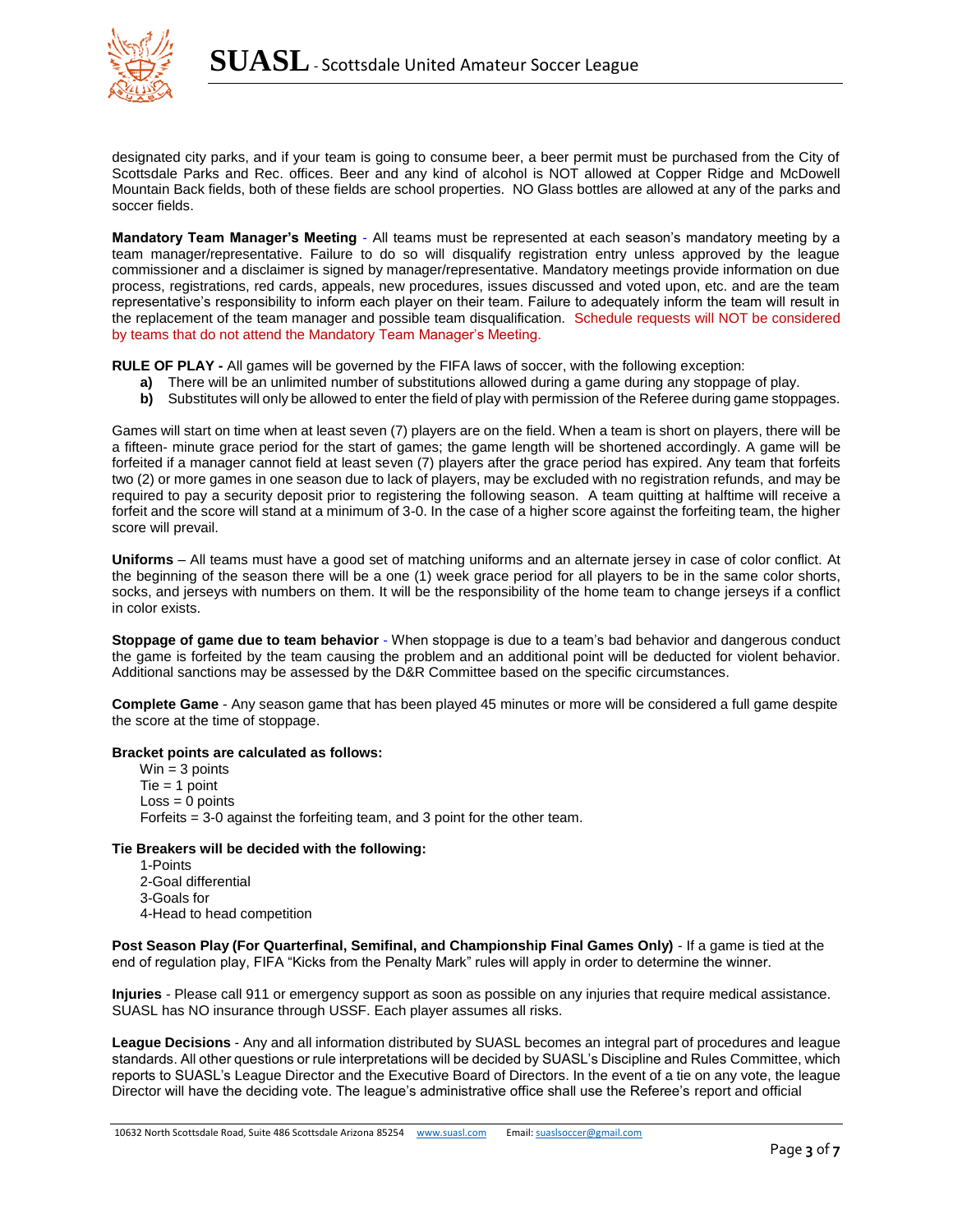designated city parks, and if your team is going to consume beer, a beer permit must be purchased from the City of Scottsdale Parks and Rec. offices. Beer and any kind of alcohol is NOT allowed at Copper Ridge and McDowell Mountain Back fields, both of these fields are school properties. NO Glass bottles are allowed at any of the parks and soccer fields.

**Mandatory Team Manager's Meeting** - All teams must be represented at each season's mandatory meeting by a team manager/representative. Failure to do so will disqualify registration entry unless approved by the league commissioner and a disclaimer is signed by manager/representative. Mandatory meetings provide information on due process, registrations, red cards, appeals, new procedures, issues discussed and voted upon, etc. and are the team representative's responsibility to inform each player on their team. Failure to adequately inform the team will result in the replacement of the team manager and possible team disqualification. Schedule requests will NOT be considered by teams that do not attend the Mandatory Team Manager's Meeting.

**RULE OF PLAY -** All games will be governed by the FIFA laws of soccer, with the following exception:

- **a)** There will be an unlimited number of substitutions allowed during a game during any stoppage of play.
- **b)** Substitutes will only be allowed to enter the field of play with permission of the Referee during game stoppages.

Games will start on time when at least seven (7) players are on the field. When a team is short on players, there will be a fifteen- minute grace period for the start of games; the game length will be shortened accordingly. A game will be forfeited if a manager cannot field at least seven (7) players after the grace period has expired. Any team that forfeits two (2) or more games in one season due to lack of players, may be excluded with no registration refunds, and may be required to pay a security deposit prior to registering the following season. A team quitting at halftime will receive a forfeit and the score will stand at a minimum of 3-0. In the case of a higher score against the forfeiting team, the higher score will prevail.

**Uniforms** – All teams must have a good set of matching uniforms and an alternate jersey in case of color conflict. At the beginning of the season there will be a one (1) week grace period for all players to be in the same color shorts, socks, and jerseys with numbers on them. It will be the responsibility of the home team to change jerseys if a conflict in color exists.

**Stoppage of game due to team behavior** - When stoppage is due to a team's bad behavior and dangerous conduct the game is forfeited by the team causing the problem and an additional point will be deducted for violent behavior. Additional sanctions may be assessed by the D&R Committee based on the specific circumstances.

**Complete Game** - Any season game that has been played 45 minutes or more will be considered a full game despite the score at the time of stoppage.

**Bracket points are calculated as follows:**

Win = 3 points
Tie = 1 point
Loss = 0 points
Forfeits = 3-0 against the forfeiting team, and 3 point for the other team.

**Tie Breakers will be decided with the following:**

1-Points
2-Goal differential
3-Goals for
4-Head to head competition

**Post Season Play (For Quarterfinal, Semifinal, and Championship Final Games Only)** - If a game is tied at the end of regulation play, FIFA "Kicks from the Penalty Mark" rules will apply in order to determine the winner.

**Injuries** - Please call 911 or emergency support as soon as possible on any injuries that require medical assistance. SUASL has NO insurance through USSF. Each player assumes all risks.

**League Decisions** - Any and all information distributed by SUASL becomes an integral part of procedures and league standards. All other questions or rule interpretations will be decided by SUASL's Discipline and Rules Committee, which reports to SUASL's League Director and the Executive Board of Directors. In the event of a tie on any vote, the league Director will have the deciding vote. The league's administrative office shall use the Referee's report and official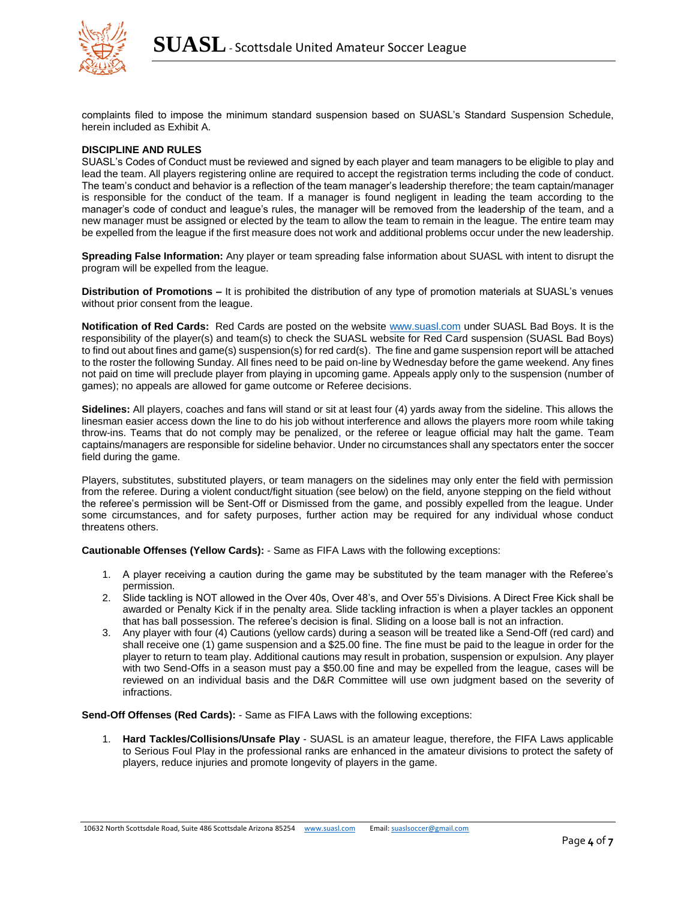complaints filed to impose the minimum standard suspension based on SUASL's Standard Suspension Schedule, herein included as Exhibit A.

**DISCIPLINE AND RULES**

SUASL's Codes of Conduct must be reviewed and signed by each player and team managers to be eligible to play and lead the team. All players registering online are required to accept the registration terms including the code of conduct. The team's conduct and behavior is a reflection of the team manager's leadership therefore; the team captain/manager is responsible for the conduct of the team. If a manager is found negligent in leading the team according to the manager's code of conduct and league's rules, the manager will be removed from the leadership of the team, and a new manager must be assigned or elected by the team to allow the team to remain in the league. The entire team may be expelled from the league if the first measure does not work and additional problems occur under the new leadership.

**Spreading False Information:** Any player or team spreading false information about SUASL with intent to disrupt the program will be expelled from the league.

**Distribution of Promotions –** It is prohibited the distribution of any type of promotion materials at SUASL's venues without prior consent from the league.

**Notification of Red Cards:** Red Cards are posted on the website www.suasl.com under SUASL Bad Boys. It is the responsibility of the player(s) and team(s) to check the SUASL website for Red Card suspension (SUASL Bad Boys) to find out about fines and game(s) suspension(s) for red card(s). The fine and game suspension report will be attached to the roster the following Sunday. All fines need to be paid on-line by Wednesday before the game weekend. Any fines not paid on time will preclude player from playing in upcoming game. Appeals apply only to the suspension (number of games); no appeals are allowed for game outcome or Referee decisions.

**Sidelines:** All players, coaches and fans will stand or sit at least four (4) yards away from the sideline. This allows the linesman easier access down the line to do his job without interference and allows the players more room while taking throw-ins. Teams that do not comply may be penalized, or the referee or league official may halt the game. Team captains/managers are responsible for sideline behavior. Under no circumstances shall any spectators enter the soccer field during the game.

Players, substitutes, substituted players, or team managers on the sidelines may only enter the field with permission from the referee. During a violent conduct/fight situation (see below) on the field, anyone stepping on the field without the referee's permission will be Sent-Off or Dismissed from the game, and possibly expelled from the league. Under some circumstances, and for safety purposes, further action may be required for any individual whose conduct threatens others.

**Cautionable Offenses (Yellow Cards):** - Same as FIFA Laws with the following exceptions:

1. A player receiving a caution during the game may be substituted by the team manager with the Referee's permission.
2. Slide tackling is NOT allowed in the Over 40s, Over 48's, and Over 55's Divisions. A Direct Free Kick shall be awarded or Penalty Kick if in the penalty area. Slide tackling infraction is when a player tackles an opponent that has ball possession. The referee's decision is final. Sliding on a loose ball is not an infraction.
3. Any player with four (4) Cautions (yellow cards) during a season will be treated like a Send-Off (red card) and shall receive one (1) game suspension and a $25.00 fine. The fine must be paid to the league in order for the player to return to team play. Additional cautions may result in probation, suspension or expulsion. Any player with two Send-Offs in a season must pay a $50.00 fine and may be expelled from the league, cases will be reviewed on an individual basis and the D&R Committee will use own judgment based on the severity of infractions.

**Send-Off Offenses (Red Cards):** - Same as FIFA Laws with the following exceptions:

1. **Hard Tackles/Collisions/Unsafe Play** - SUASL is an amateur league, therefore, the FIFA Laws applicable to Serious Foul Play in the professional ranks are enhanced in the amateur divisions to protect the safety of players, reduce injuries and promote longevity of players in the game.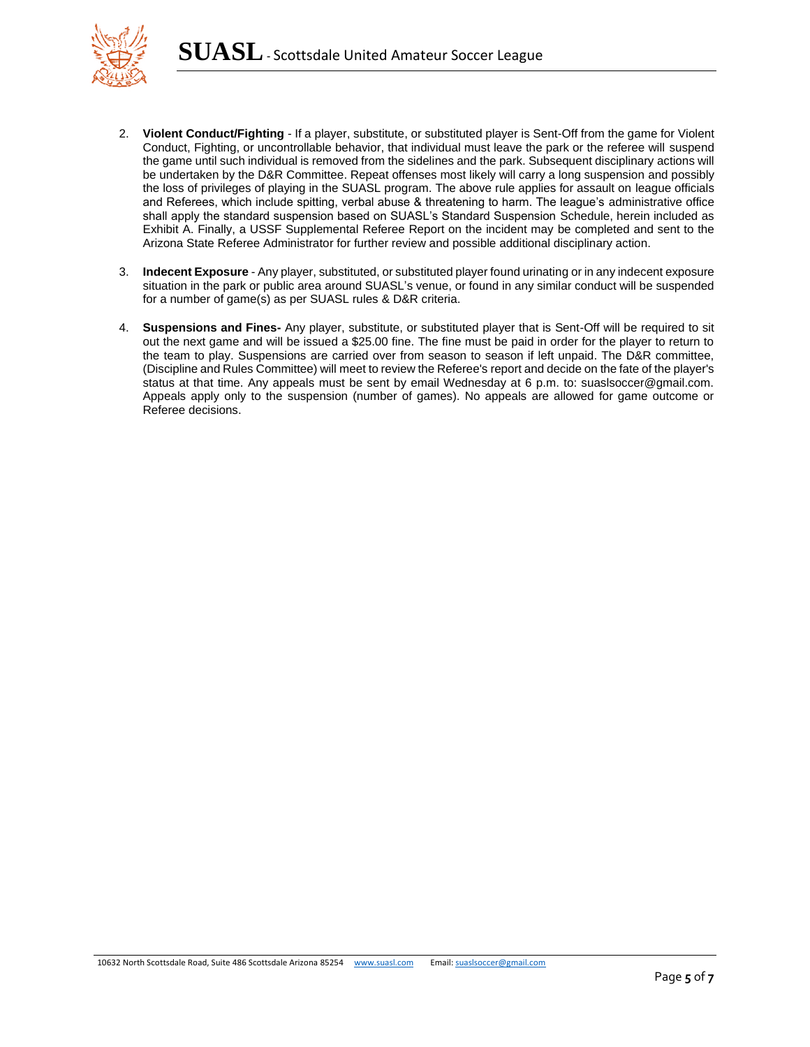2. **Violent Conduct/Fighting** - If a player, substitute, or substituted player is Sent-Off from the game for Violent Conduct, Fighting, or uncontrollable behavior, that individual must leave the park or the referee will suspend the game until such individual is removed from the sidelines and the park. Subsequent disciplinary actions will be undertaken by the D&R Committee. Repeat offenses most likely will carry a long suspension and possibly the loss of privileges of playing in the SUASL program. The above rule applies for assault on league officials and Referees, which include spitting, verbal abuse & threatening to harm. The league's administrative office shall apply the standard suspension based on SUASL's Standard Suspension Schedule, herein included as Exhibit A. Finally, a USSF Supplemental Referee Report on the incident may be completed and sent to the Arizona State Referee Administrator for further review and possible additional disciplinary action.

3. **Indecent Exposure** - Any player, substituted, or substituted player found urinating or in any indecent exposure situation in the park or public area around SUASL's venue, or found in any similar conduct will be suspended for a number of game(s) as per SUASL rules & D&R criteria.

4. **Suspensions and Fines-** Any player, substitute, or substituted player that is Sent-Off will be required to sit out the next game and will be issued a $25.00 fine. The fine must be paid in order for the player to return to the team to play. Suspensions are carried over from season to season if left unpaid. The D&R committee, (Discipline and Rules Committee) will meet to review the Referee's report and decide on the fate of the player's status at that time. Any appeals must be sent by email Wednesday at 6 p.m. to: suaslsoccer@gmail.com. Appeals apply only to the suspension (number of games). No appeals are allowed for game outcome or Referee decisions.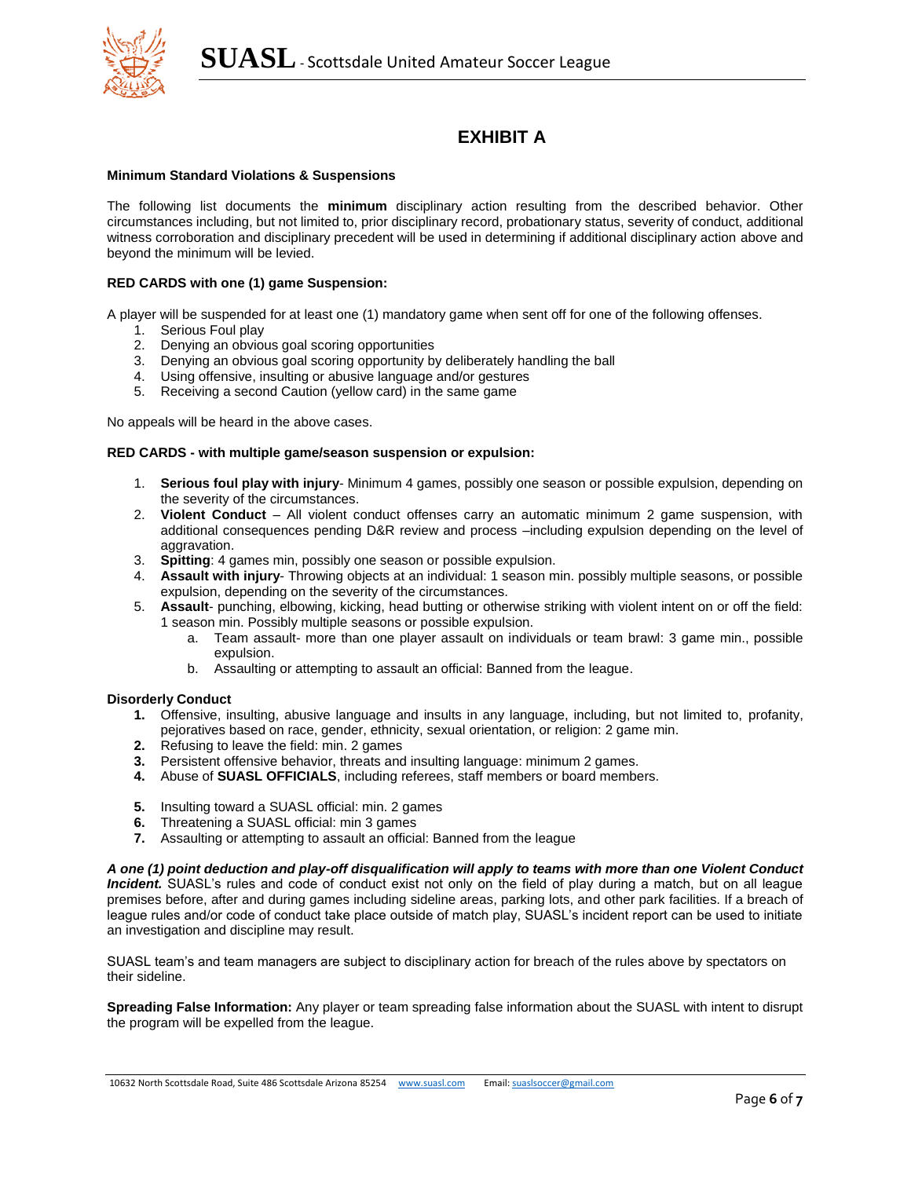# EXHIBIT A

**Minimum Standard Violations & Suspensions**

The following list documents the **minimum** disciplinary action resulting from the described behavior. Other circumstances including, but not limited to, prior disciplinary record, probationary status, severity of conduct, additional witness corroboration and disciplinary precedent will be used in determining if additional disciplinary action above and beyond the minimum will be levied.

**RED CARDS with one (1) game Suspension:**

A player will be suspended for at least one (1) mandatory game when sent off for one of the following offenses.

1. Serious Foul play
2. Denying an obvious goal scoring opportunities
3. Denying an obvious goal scoring opportunity by deliberately handling the ball
4. Using offensive, insulting or abusive language and/or gestures
5. Receiving a second Caution (yellow card) in the same game

No appeals will be heard in the above cases.

**RED CARDS - with multiple game/season suspension or expulsion:**

1. **Serious foul play with injury**- Minimum 4 games, possibly one season or possible expulsion, depending on the severity of the circumstances.
2. **Violent Conduct** – All violent conduct offenses carry an automatic minimum 2 game suspension, with additional consequences pending D&R review and process –including expulsion depending on the level of aggravation.
3. **Spitting**: 4 games min, possibly one season or possible expulsion.
4. **Assault with injury**- Throwing objects at an individual: 1 season min. possibly multiple seasons, or possible expulsion, depending on the severity of the circumstances.
5. **Assault**- punching, elbowing, kicking, head butting or otherwise striking with violent intent on or off the field: 1 season min. Possibly multiple seasons or possible expulsion.
   a. Team assault- more than one player assault on individuals or team brawl: 3 game min., possible expulsion.
   b. Assaulting or attempting to assault an official: Banned from the league.

**Disorderly Conduct**

1. Offensive, insulting, abusive language and insults in any language, including, but not limited to, profanity, pejoratives based on race, gender, ethnicity, sexual orientation, or religion: 2 game min.
2. Refusing to leave the field: min. 2 games
3. Persistent offensive behavior, threats and insulting language: minimum 2 games.
4. Abuse of **SUASL OFFICIALS**, including referees, staff members or board members.
5. Insulting toward a SUASL official: min. 2 games
6. Threatening a SUASL official: min 3 games
7. Assaulting or attempting to assault an official: Banned from the league

***A one (1) point deduction and play-off disqualification will apply to teams with more than one Violent Conduct Incident.*** SUASL's rules and code of conduct exist not only on the field of play during a match, but on all league premises before, after and during games including sideline areas, parking lots, and other park facilities. If a breach of league rules and/or code of conduct take place outside of match play, SUASL's incident report can be used to initiate an investigation and discipline may result.

SUASL team's and team managers are subject to disciplinary action for breach of the rules above by spectators on their sideline.

**Spreading False Information:** Any player or team spreading false information about the SUASL with intent to disrupt the program will be expelled from the league.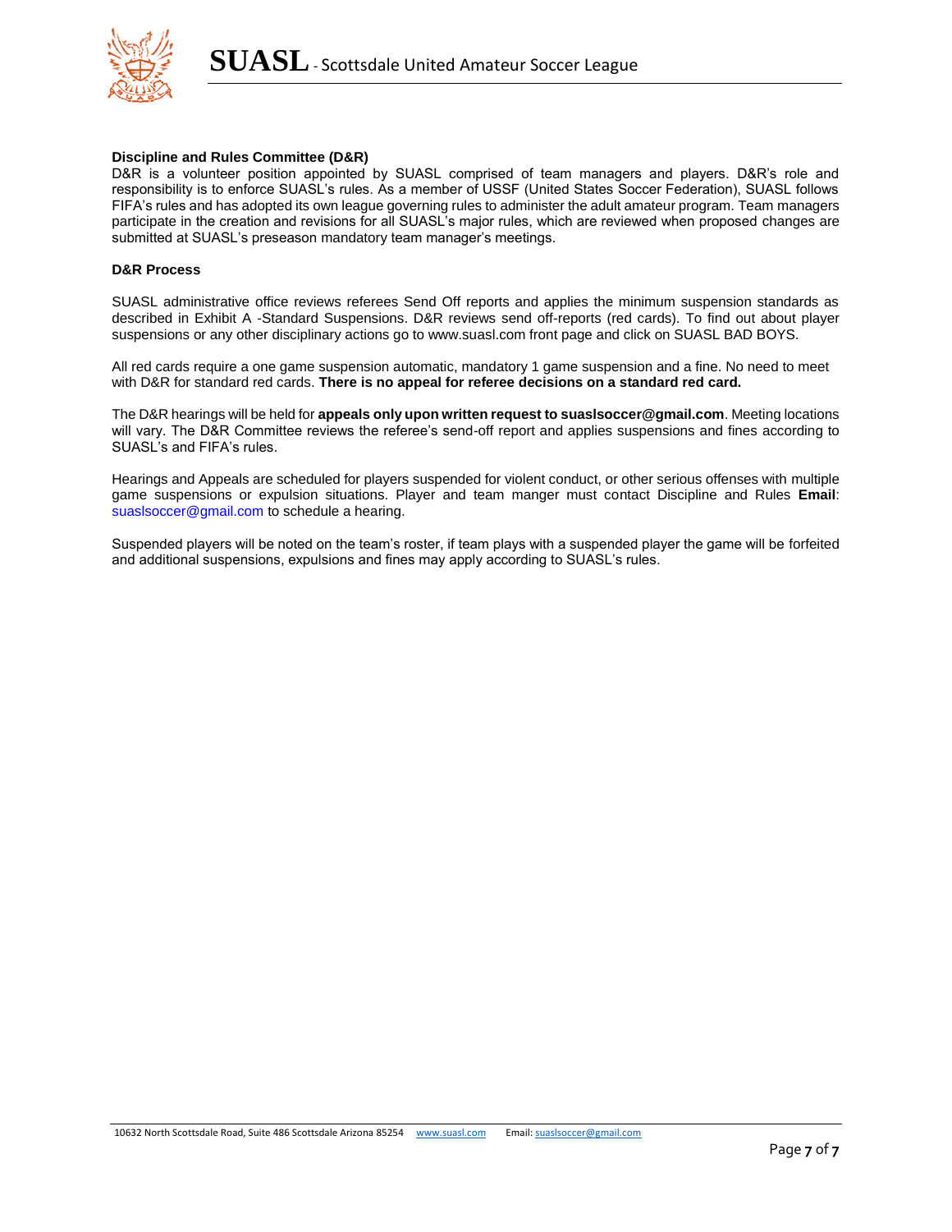**Discipline and Rules Committee (D&R)**

D&R is a volunteer position appointed by SUASL comprised of team managers and players. D&R's role and responsibility is to enforce SUASL's rules. As a member of USSF (United States Soccer Federation), SUASL follows FIFA's rules and has adopted its own league governing rules to administer the adult amateur program. Team managers participate in the creation and revisions for all SUASL's major rules, which are reviewed when proposed changes are submitted at SUASL's preseason mandatory team manager's meetings.

**D&R Process**

SUASL administrative office reviews referees Send Off reports and applies the minimum suspension standards as described in Exhibit A -Standard Suspensions. D&R reviews send off-reports (red cards). To find out about player suspensions or any other disciplinary actions go to www.suasl.com front page and click on SUASL BAD BOYS.

All red cards require a one game suspension automatic, mandatory 1 game suspension and a fine. No need to meet with D&R for standard red cards. **There is no appeal for referee decisions on a standard red card.**

The D&R hearings will be held for **appeals only upon written request to suaslsoccer@gmail.com**. Meeting locations will vary. The D&R Committee reviews the referee's send-off report and applies suspensions and fines according to SUASL's and FIFA's rules.

Hearings and Appeals are scheduled for players suspended for violent conduct, or other serious offenses with multiple game suspensions or expulsion situations. Player and team manger must contact Discipline and Rules **Email**: suaslsoccer@gmail.com to schedule a hearing.

Suspended players will be noted on the team's roster, if team plays with a suspended player the game will be forfeited and additional suspensions, expulsions and fines may apply according to SUASL's rules.